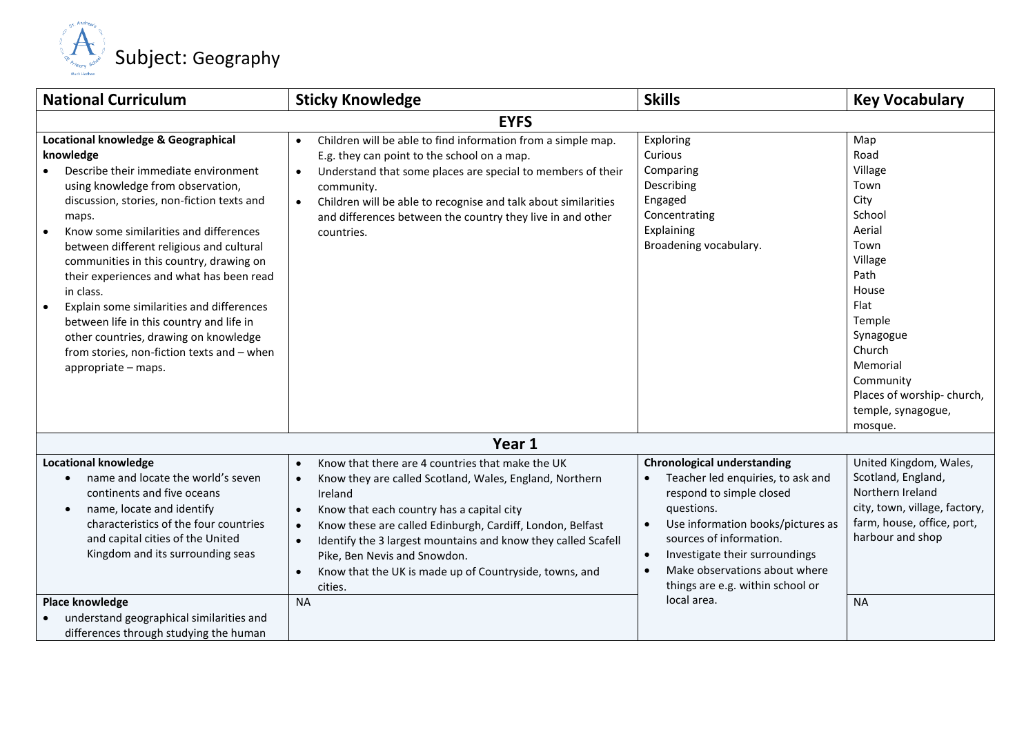# Subject: Geography

| National Curriculum | Sticky Knowledge | Skills | Key Vocabulary |
|---|---|---|---|
| **EYFS** | | | |
| **Locational knowledge & Geographical knowledge**<br>• Describe their immediate environment using knowledge from observation, discussion, stories, non-fiction texts and maps.<br>• Know some similarities and differences between different religious and cultural communities in this country, drawing on their experiences and what has been read in class.<br>• Explain some similarities and differences between life in this country and life in other countries, drawing on knowledge from stories, non-fiction texts and – when appropriate – maps. | • Children will be able to find information from a simple map. E.g. they can point to the school on a map.<br>• Understand that some places are special to members of their community.<br>• Children will be able to recognise and talk about similarities and differences between the country they live in and other countries. | Exploring<br>Curious<br>Comparing<br>Describing<br>Engaged<br>Concentrating<br>Explaining<br>Broadening vocabulary. | Map<br>Road<br>Village<br>Town<br>City<br>School<br>Aerial<br>Town<br>Village<br>Path<br>House<br>Flat<br>Temple<br>Synagogue<br>Church<br>Memorial<br>Community<br>Places of worship- church, temple, synagogue, mosque. |
| **Year 1** | | | |
| **Locational knowledge**<br>• name and locate the world's seven continents and five oceans<br>• name, locate and identify characteristics of the four countries and capital cities of the United Kingdom and its surrounding seas | • Know that there are 4 countries that make the UK<br>• Know they are called Scotland, Wales, England, Northern Ireland<br>• Know that each country has a capital city<br>• Know these are called Edinburgh, Cardiff, London, Belfast<br>• Identify the 3 largest mountains and know they called Scafell Pike, Ben Nevis and Snowdon.<br>• Know that the UK is made up of Countryside, towns, and cities. | **Chronological understanding**<br>• Teacher led enquiries, to ask and respond to simple closed questions.<br>• Use information books/pictures as sources of information.<br>• Investigate their surroundings<br>• Make observations about where things are e.g. within school or local area. | United Kingdom, Wales, Scotland, England, Northern Ireland<br>city, town, village, factory, farm, house, office, port, harbour and shop |
| **Place knowledge**<br>• understand geographical similarities and differences through studying the human | NA | | NA |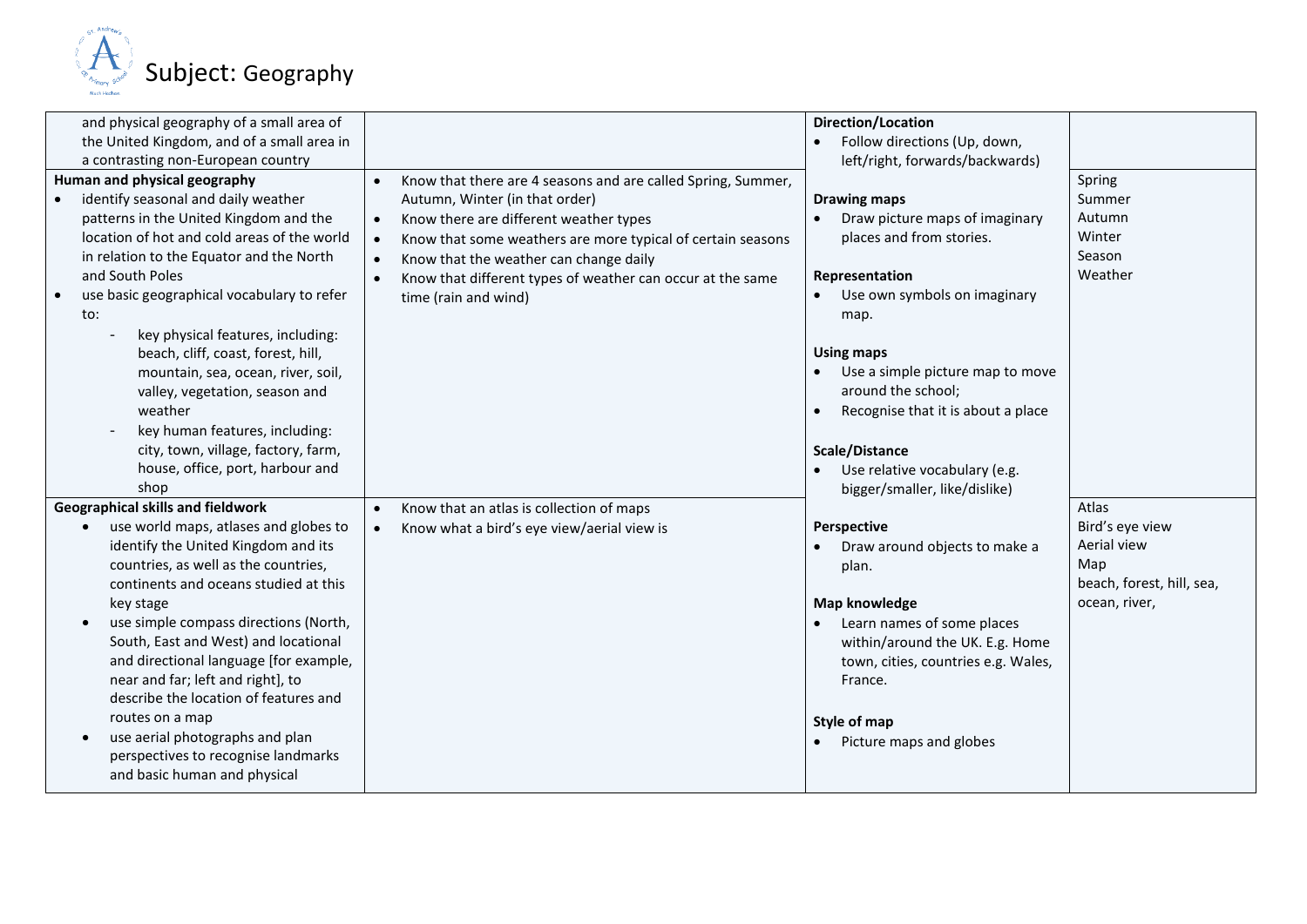# Subject: Geography

| | | | |
|---|---|---|---|
| and physical geography of a small area of the United Kingdom, and of a small area in a contrasting non-European country | | **Direction/Location**<br>• Follow directions (Up, down, left/right, forwards/backwards)<br><br>**Drawing maps**<br>• Draw picture maps of imaginary places and from stories.<br><br>**Representation**<br>• Use own symbols on imaginary map.<br><br>**Using maps**<br>• Use a simple picture map to move around the school;<br>• Recognise that it is about a place<br><br>**Scale/Distance**<br>• Use relative vocabulary (e.g. bigger/smaller, like/dislike)<br><br>**Perspective**<br>• Draw around objects to make a plan.<br><br>**Map knowledge**<br>• Learn names of some places within/around the UK. E.g. Home town, cities, countries e.g. Wales, France.<br><br>**Style of map**<br>• Picture maps and globes | |
| **Human and physical geography**<br>• identify seasonal and daily weather patterns in the United Kingdom and the location of hot and cold areas of the world in relation to the Equator and the North and South Poles<br>• use basic geographical vocabulary to refer to:<br>- key physical features, including: beach, cliff, coast, forest, hill, mountain, sea, ocean, river, soil, valley, vegetation, season and weather<br>- key human features, including: city, town, village, factory, farm, house, office, port, harbour and shop | • Know that there are 4 seasons and are called Spring, Summer, Autumn, Winter (in that order)<br>• Know there are different weather types<br>• Know that some weathers are more typical of certain seasons<br>• Know that the weather can change daily<br>• Know that different types of weather can occur at the same time (rain and wind) | | Spring<br>Summer<br>Autumn<br>Winter<br>Season<br>Weather |
| **Geographical skills and fieldwork**<br>• use world maps, atlases and globes to identify the United Kingdom and its countries, as well as the countries, continents and oceans studied at this key stage<br>• use simple compass directions (North, South, East and West) and locational and directional language [for example, near and far; left and right], to describe the location of features and routes on a map<br>• use aerial photographs and plan perspectives to recognise landmarks and basic human and physical | • Know that an atlas is collection of maps<br>• Know what a bird's eye view/aerial view is | | Atlas<br>Bird's eye view<br>Aerial view<br>Map<br>beach, forest, hill, sea, ocean, river, |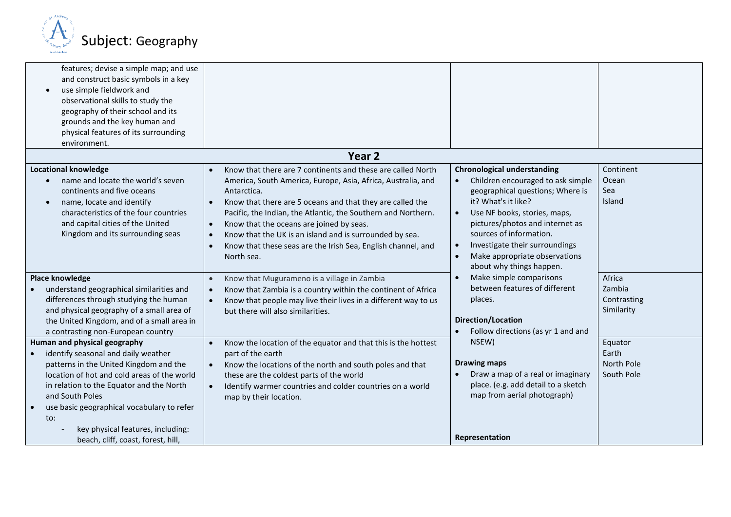# Subject: Geography

| | | | |
|---|---|---|---|
| features; devise a simple map; and use and construct basic symbols in a key<br>• use simple fieldwork and observational skills to study the geography of their school and its grounds and the key human and physical features of its surrounding environment. | | | |
| **Year 2** | | | |
| **Locational knowledge**<br>• name and locate the world's seven continents and five oceans<br>• name, locate and identify characteristics of the four countries and capital cities of the United Kingdom and its surrounding seas | • Know that there are 7 continents and these are called North America, South America, Europe, Asia, Africa, Australia, and Antarctica.<br>• Know that there are 5 oceans and that they are called the Pacific, the Indian, the Atlantic, the Southern and Northern.<br>• Know that the oceans are joined by seas.<br>• Know that the UK is an island and is surrounded by sea.<br>• Know that these seas are the Irish Sea, English channel, and North sea. | **Chronological understanding**<br>• Children encouraged to ask simple geographical questions; Where is it? What's it like?<br>• Use NF books, stories, maps, pictures/photos and internet as sources of information.<br>• Investigate their surroundings<br>• Make appropriate observations about why things happen.<br>• Make simple comparisons between features of different places.<br><br>**Direction/Location**<br>• Follow directions (as yr 1 and and NSEW)<br><br>**Drawing maps**<br>• Draw a map of a real or imaginary place. (e.g. add detail to a sketch map from aerial photograph)<br><br>**Representation** | Continent<br>Ocean<br>Sea<br>Island |
| **Place knowledge**<br>• understand geographical similarities and differences through studying the human and physical geography of a small area of the United Kingdom, and of a small area in a contrasting non-European country | • Know that Mugurameno is a village in Zambia<br>• Know that Zambia is a country within the continent of Africa<br>• Know that people may live their lives in a different way to us but there will also similarities. | | Africa<br>Zambia<br>Contrasting<br>Similarity |
| **Human and physical geography**<br>• identify seasonal and daily weather patterns in the United Kingdom and the location of hot and cold areas of the world in relation to the Equator and the North and South Poles<br>• use basic geographical vocabulary to refer to:<br>- key physical features, including: beach, cliff, coast, forest, hill, | • Know the location of the equator and that this is the hottest part of the earth<br>• Know the locations of the north and south poles and that these are the coldest parts of the world<br>• Identify warmer countries and colder countries on a world map by their location. | | Equator<br>Earth<br>North Pole<br>South Pole |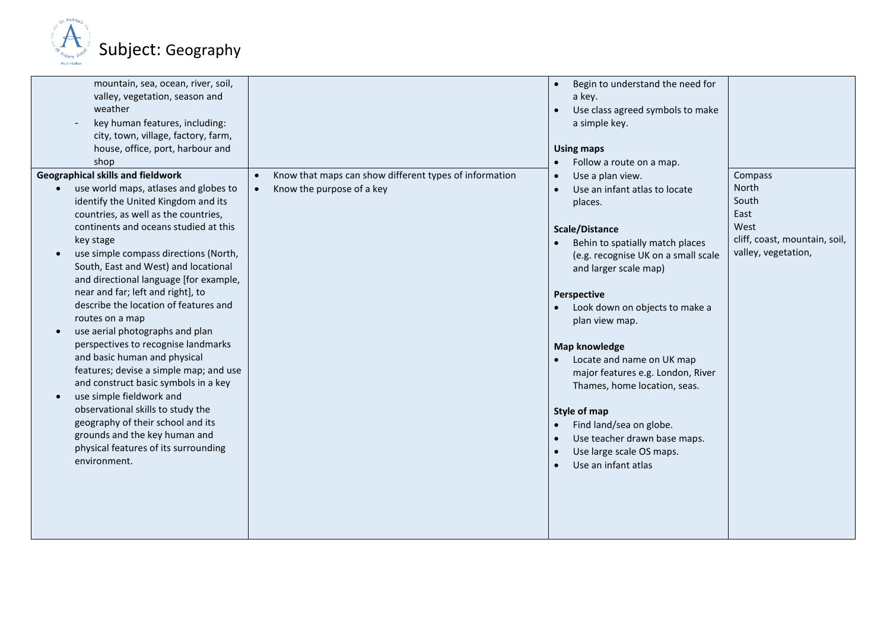# Subject: Geography

| | | | |
|---|---|---|---|
| mountain, sea, ocean, river, soil, valley, vegetation, season and weather<br>- key human features, including: city, town, village, factory, farm, house, office, port, harbour and shop | | • Begin to understand the need for a key.<br>• Use class agreed symbols to make a simple key.<br><br>**Using maps**<br>• Follow a route on a map.<br>• Use a plan view.<br>• Use an infant atlas to locate places.<br><br>**Scale/Distance**<br>• Behin to spatially match places (e.g. recognise UK on a small scale and larger scale map)<br><br>**Perspective**<br>• Look down on objects to make a plan view map.<br><br>**Map knowledge**<br>• Locate and name on UK map major features e.g. London, River Thames, home location, seas.<br><br>**Style of map**<br>• Find land/sea on globe.<br>• Use teacher drawn base maps.<br>• Use large scale OS maps.<br>• Use an infant atlas | |
| **Geographical skills and fieldwork**<br>• use world maps, atlases and globes to identify the United Kingdom and its countries, as well as the countries, continents and oceans studied at this key stage<br>• use simple compass directions (North, South, East and West) and locational and directional language [for example, near and far; left and right], to describe the location of features and routes on a map<br>• use aerial photographs and plan perspectives to recognise landmarks and basic human and physical features; devise a simple map; and use and construct basic symbols in a key<br>• use simple fieldwork and observational skills to study the geography of their school and its grounds and the key human and physical features of its surrounding environment. | • Know that maps can show different types of information<br>• Know the purpose of a key | | Compass<br>North<br>South<br>East<br>West<br>cliff, coast, mountain, soil, valley, vegetation, |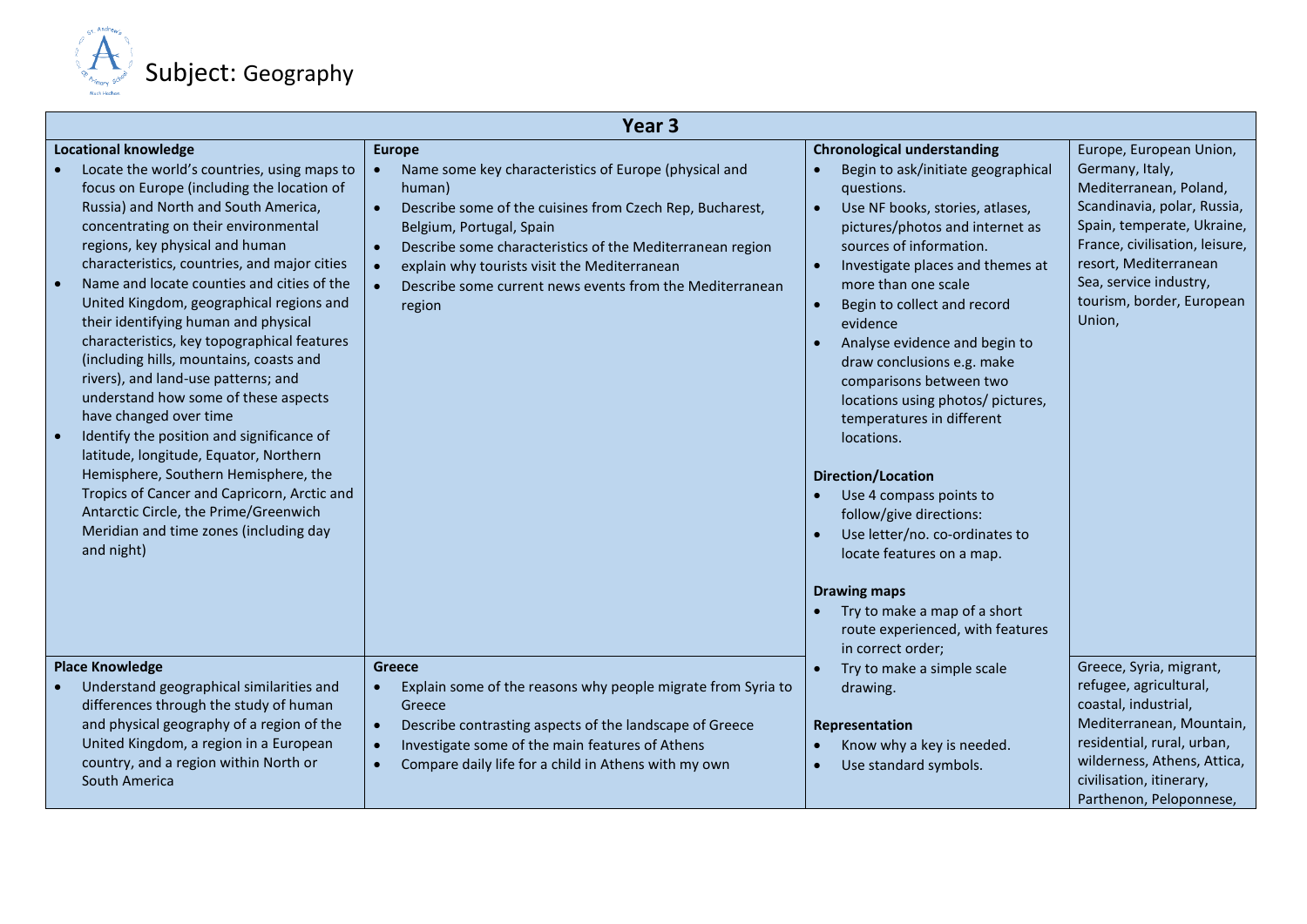# Subject: Geography

| Year 3 | | | |
|---|---|---|---|
| **Locational knowledge**<br>• Locate the world's countries, using maps to focus on Europe (including the location of Russia) and North and South America, concentrating on their environmental regions, key physical and human characteristics, countries, and major cities<br>• Name and locate counties and cities of the United Kingdom, geographical regions and their identifying human and physical characteristics, key topographical features (including hills, mountains, coasts and rivers), and land-use patterns; and understand how some of these aspects have changed over time<br>• Identify the position and significance of latitude, longitude, Equator, Northern Hemisphere, Southern Hemisphere, the Tropics of Cancer and Capricorn, Arctic and Antarctic Circle, the Prime/Greenwich Meridian and time zones (including day and night) | **Europe**<br>• Name some key characteristics of Europe (physical and human)<br>• Describe some of the cuisines from Czech Rep, Bucharest, Belgium, Portugal, Spain<br>• Describe some characteristics of the Mediterranean region<br>• explain why tourists visit the Mediterranean<br>• Describe some current news events from the Mediterranean region | **Chronological understanding**<br>• Begin to ask/initiate geographical questions.<br>• Use NF books, stories, atlases, pictures/photos and internet as sources of information.<br>• Investigate places and themes at more than one scale<br>• Begin to collect and record evidence<br>• Analyse evidence and begin to draw conclusions e.g. make comparisons between two locations using photos/ pictures, temperatures in different locations.<br><br>**Direction/Location**<br>• Use 4 compass points to follow/give directions:<br>• Use letter/no. co-ordinates to locate features on a map.<br><br>**Drawing maps**<br>• Try to make a map of a short route experienced, with features in correct order;<br>• Try to make a simple scale drawing.<br><br>**Representation**<br>• Know why a key is needed.<br>• Use standard symbols. | Europe, European Union, Germany, Italy, Mediterranean, Poland, Scandinavia, polar, Russia, Spain, temperate, Ukraine, France, civilisation, leisure, resort, Mediterranean Sea, service industry, tourism, border, European Union, |
| **Place Knowledge**<br>• Understand geographical similarities and differences through the study of human and physical geography of a region of the United Kingdom, a region in a European country, and a region within North or South America | **Greece**<br>• Explain some of the reasons why people migrate from Syria to Greece<br>• Describe contrasting aspects of the landscape of Greece<br>• Investigate some of the main features of Athens<br>• Compare daily life for a child in Athens with my own | | Greece, Syria, migrant, refugee, agricultural, coastal, industrial, Mediterranean, Mountain, residential, rural, urban, wilderness, Athens, Attica, civilisation, itinerary, Parthenon, Peloponnese, |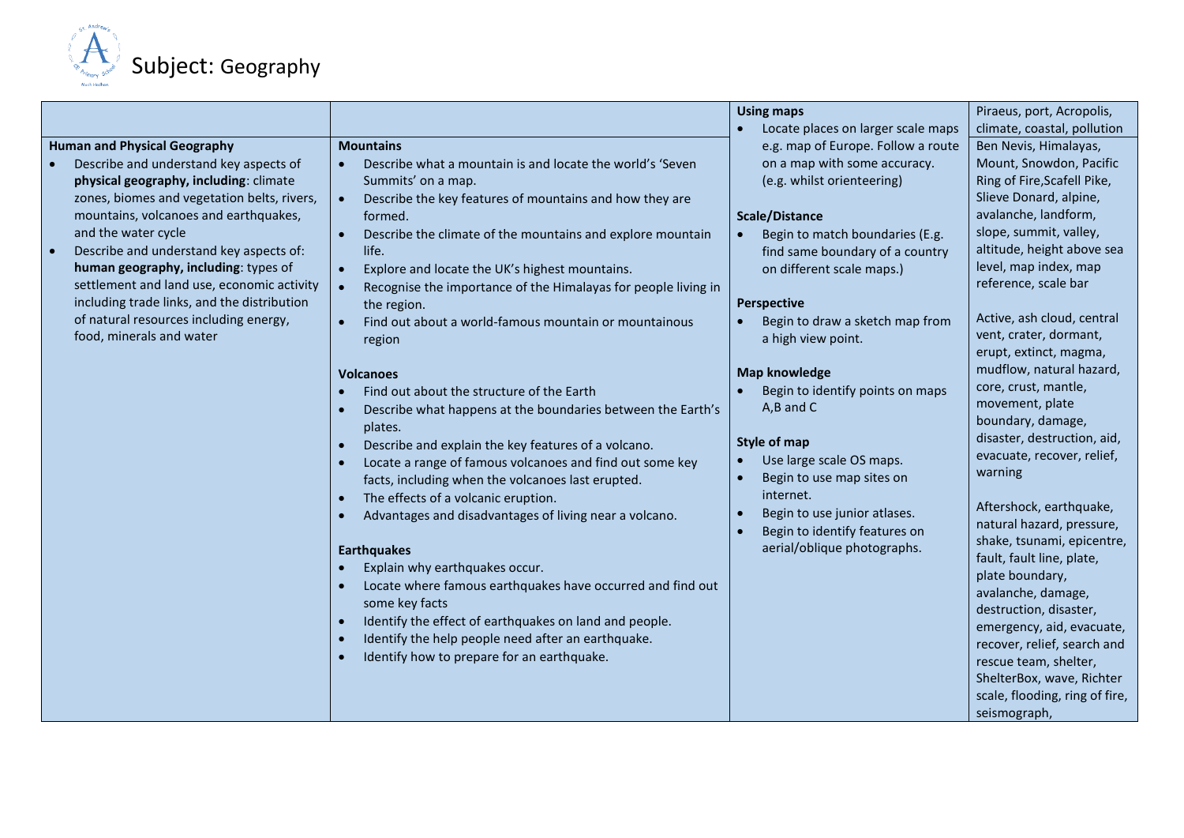# Subject: Geography

| | | | |
|---|---|---|---|
| | | **Using maps**<br>• Locate places on larger scale maps e.g. map of Europe. Follow a route on a map with some accuracy. (e.g. whilst orienteering)<br><br>**Scale/Distance**<br>• Begin to match boundaries (E.g. find same boundary of a country on different scale maps.)<br><br>**Perspective**<br>• Begin to draw a sketch map from a high view point.<br><br>**Map knowledge**<br>• Begin to identify points on maps A,B and C<br><br>**Style of map**<br>• Use large scale OS maps.<br>• Begin to use map sites on internet.<br>• Begin to use junior atlases.<br>• Begin to identify features on aerial/oblique photographs. | Piraeus, port, Acropolis, climate, coastal, pollution |
| **Human and Physical Geography**<br>• Describe and understand key aspects of **physical geography, including**: climate zones, biomes and vegetation belts, rivers, mountains, volcanoes and earthquakes, and the water cycle<br>• Describe and understand key aspects of: **human geography, including**: types of settlement and land use, economic activity including trade links, and the distribution of natural resources including energy, food, minerals and water | **Mountains**<br>• Describe what a mountain is and locate the world's 'Seven Summits' on a map.<br>• Describe the key features of mountains and how they are formed.<br>• Describe the climate of the mountains and explore mountain life.<br>• Explore and locate the UK's highest mountains.<br>• Recognise the importance of the Himalayas for people living in the region.<br>• Find out about a world-famous mountain or mountainous region<br><br>**Volcanoes**<br>• Find out about the structure of the Earth<br>• Describe what happens at the boundaries between the Earth's plates.<br>• Describe and explain the key features of a volcano.<br>• Locate a range of famous volcanoes and find out some key facts, including when the volcanoes last erupted.<br>• The effects of a volcanic eruption.<br>• Advantages and disadvantages of living near a volcano.<br><br>**Earthquakes**<br>• Explain why earthquakes occur.<br>• Locate where famous earthquakes have occurred and find out some key facts<br>• Identify the effect of earthquakes on land and people.<br>• Identify the help people need after an earthquake.<br>• Identify how to prepare for an earthquake. | | Ben Nevis, Himalayas, Mount, Snowdon, Pacific Ring of Fire,Scafell Pike, Slieve Donard, alpine, avalanche, landform, slope, summit, valley, altitude, height above sea level, map index, map reference, scale bar<br><br>Active, ash cloud, central vent, crater, dormant, erupt, extinct, magma, mudflow, natural hazard, core, crust, mantle, movement, plate boundary, damage, disaster, destruction, aid, evacuate, recover, relief, warning<br><br>Aftershock, earthquake, natural hazard, pressure, shake, tsunami, epicentre, fault, fault line, plate, plate boundary, avalanche, damage, destruction, disaster, emergency, aid, evacuate, recover, relief, search and rescue team, shelter, ShelterBox, wave, Richter scale, flooding, ring of fire, seismograph, |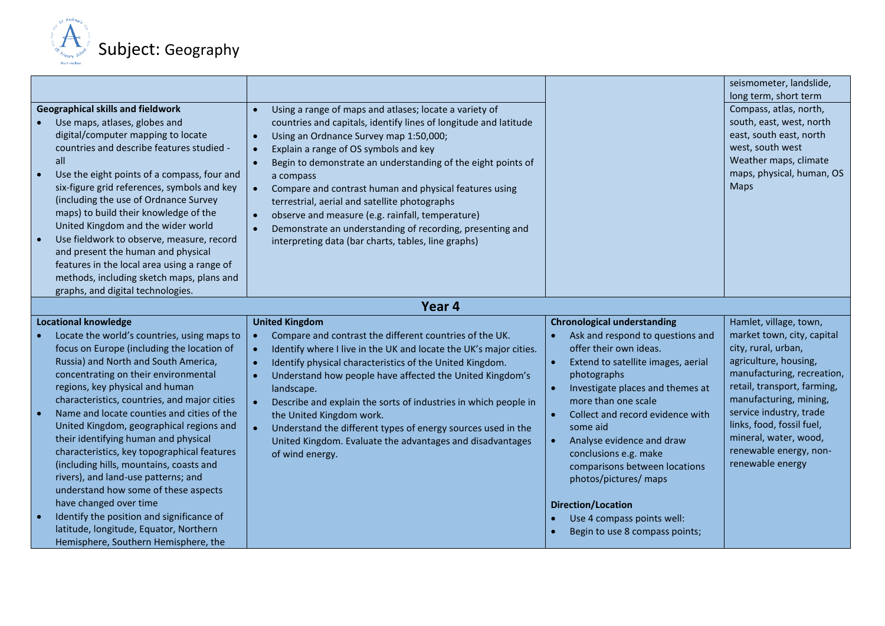# Subject: Geography

| | | | |
|---|---|---|---|
| | | | seismometer, landslide, long term, short term |
| **Geographical skills and fieldwork**<br>• Use maps, atlases, globes and digital/computer mapping to locate countries and describe features studied - all<br>• Use the eight points of a compass, four and six-figure grid references, symbols and key (including the use of Ordnance Survey maps) to build their knowledge of the United Kingdom and the wider world<br>• Use fieldwork to observe, measure, record and present the human and physical features in the local area using a range of methods, including sketch maps, plans and graphs, and digital technologies. | • Using a range of maps and atlases; locate a variety of countries and capitals, identify lines of longitude and latitude<br>• Using an Ordnance Survey map 1:50,000;<br>• Explain a range of OS symbols and key<br>• Begin to demonstrate an understanding of the eight points of a compass<br>• Compare and contrast human and physical features using terrestrial, aerial and satellite photographs<br>• observe and measure (e.g. rainfall, temperature)<br>• Demonstrate an understanding of recording, presenting and interpreting data (bar charts, tables, line graphs) | | Compass, atlas, north, south, east, west, north east, south east, north west, south west<br>Weather maps, climate maps, physical, human, OS Maps |
| **Year 4** | | | |
| **Locational knowledge**<br>• Locate the world's countries, using maps to focus on Europe (including the location of Russia) and North and South America, concentrating on their environmental regions, key physical and human characteristics, countries, and major cities<br>• Name and locate counties and cities of the United Kingdom, geographical regions and their identifying human and physical characteristics, key topographical features (including hills, mountains, coasts and rivers), and land-use patterns; and understand how some of these aspects have changed over time<br>• Identify the position and significance of latitude, longitude, Equator, Northern Hemisphere, Southern Hemisphere, the | **United Kingdom**<br>• Compare and contrast the different countries of the UK.<br>• Identify where I live in the UK and locate the UK's major cities.<br>• Identify physical characteristics of the United Kingdom.<br>• Understand how people have affected the United Kingdom's landscape.<br>• Describe and explain the sorts of industries in which people in the United Kingdom work.<br>• Understand the different types of energy sources used in the United Kingdom. Evaluate the advantages and disadvantages of wind energy. | **Chronological understanding**<br>• Ask and respond to questions and offer their own ideas.<br>• Extend to satellite images, aerial photographs<br>• Investigate places and themes at more than one scale<br>• Collect and record evidence with some aid<br>• Analyse evidence and draw conclusions e.g. make comparisons between locations photos/pictures/ maps<br><br>**Direction/Location**<br>• Use 4 compass points well:<br>• Begin to use 8 compass points; | Hamlet, village, town, market town, city, capital city, rural, urban, agriculture, housing, manufacturing, recreation, retail, transport, farming, manufacturing, mining, service industry, trade links, food, fossil fuel, mineral, water, wood, renewable energy, non-renewable energy |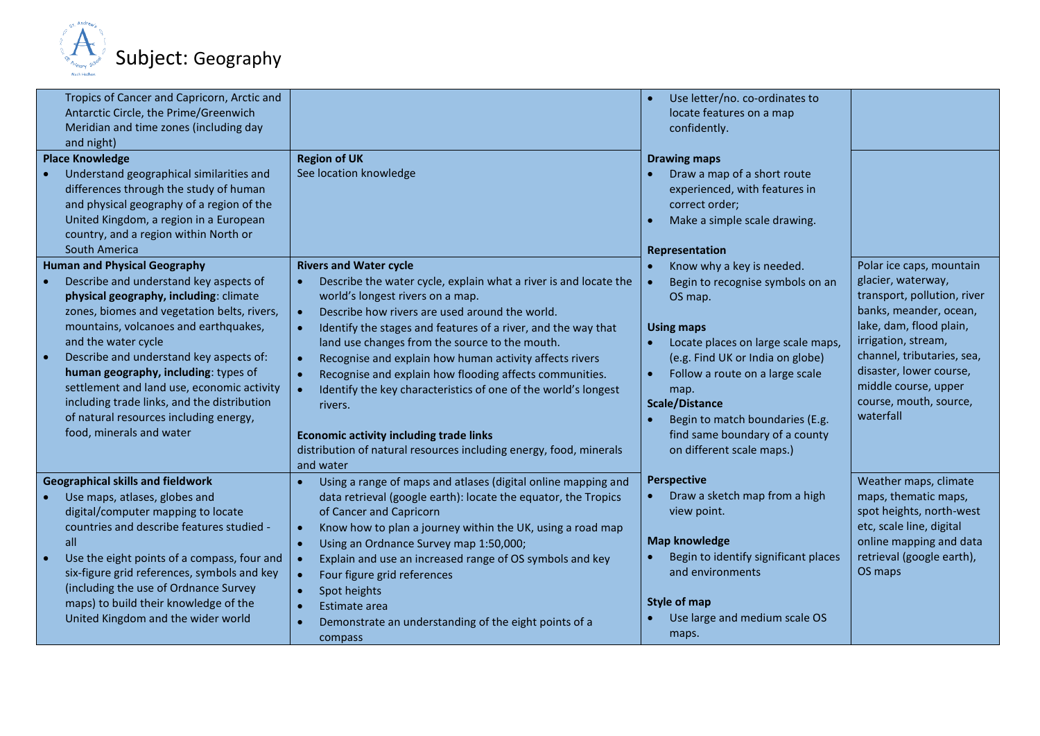# Subject: Geography

| | | | |
|---|---|---|---|
| Tropics of Cancer and Capricorn, Arctic and Antarctic Circle, the Prime/Greenwich Meridian and time zones (including day and night) | | • Use letter/no. co-ordinates to locate features on a map confidently. | |
| **Place Knowledge**<br>• Understand geographical similarities and differences through the study of human and physical geography of a region of the United Kingdom, a region in a European country, and a region within North or South America | **Region of UK**<br>See location knowledge | **Drawing maps**<br>• Draw a map of a short route experienced, with features in correct order;<br>• Make a simple scale drawing.<br><br>**Representation**<br>• Know why a key is needed.<br>• Begin to recognise symbols on an OS map.<br><br>**Using maps**<br>• Locate places on large scale maps, (e.g. Find UK or India on globe)<br>• Follow a route on a large scale map.<br>**Scale/Distance**<br>• Begin to match boundaries (E.g. find same boundary of a county on different scale maps.) | |
| **Human and Physical Geography**<br>• Describe and understand key aspects of **physical geography, including**: climate zones, biomes and vegetation belts, rivers, mountains, volcanoes and earthquakes, and the water cycle<br>• Describe and understand key aspects of: **human geography, including**: types of settlement and land use, economic activity including trade links, and the distribution of natural resources including energy, food, minerals and water | **Rivers and Water cycle**<br>• Describe the water cycle, explain what a river is and locate the world's longest rivers on a map.<br>• Describe how rivers are used around the world.<br>• Identify the stages and features of a river, and the way that land use changes from the source to the mouth.<br>• Recognise and explain how human activity affects rivers<br>• Recognise and explain how flooding affects communities.<br>• Identify the key characteristics of one of the world's longest rivers.<br><br>**Economic activity including trade links**<br>distribution of natural resources including energy, food, minerals and water | | Polar ice caps, mountain glacier, waterway, transport, pollution, river banks, meander, ocean, lake, dam, flood plain, irrigation, stream, channel, tributaries, sea, disaster, lower course, middle course, upper course, mouth, source, waterfall |
| **Geographical skills and fieldwork**<br>• Use maps, atlases, globes and digital/computer mapping to locate countries and describe features studied - all<br>• Use the eight points of a compass, four and six-figure grid references, symbols and key (including the use of Ordnance Survey maps) to build their knowledge of the United Kingdom and the wider world | • Using a range of maps and atlases (digital online mapping and data retrieval (google earth): locate the equator, the Tropics of Cancer and Capricorn<br>• Know how to plan a journey within the UK, using a road map<br>• Using an Ordnance Survey map 1:50,000;<br>• Explain and use an increased range of OS symbols and key<br>• Four figure grid references<br>• Spot heights<br>• Estimate area<br>• Demonstrate an understanding of the eight points of a compass | **Perspective**<br>• Draw a sketch map from a high view point.<br><br>**Map knowledge**<br>• Begin to identify significant places and environments<br><br>**Style of map**<br>• Use large and medium scale OS maps. | Weather maps, climate maps, thematic maps, spot heights, north-west etc, scale line, digital online mapping and data retrieval (google earth), OS maps |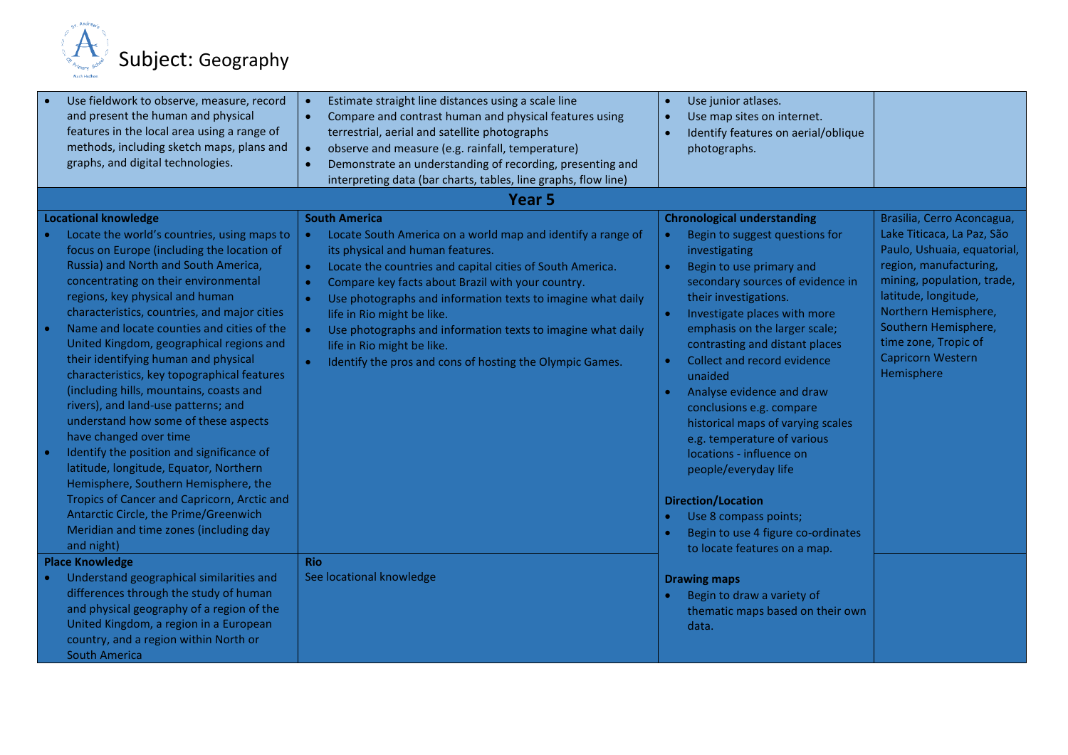# Subject: Geography

| | | | |
|---|---|---|---|
| • Use fieldwork to observe, measure, record and present the human and physical features in the local area using a range of methods, including sketch maps, plans and graphs, and digital technologies. | • Estimate straight line distances using a scale line<br>• Compare and contrast human and physical features using terrestrial, aerial and satellite photographs<br>• observe and measure (e.g. rainfall, temperature)<br>• Demonstrate an understanding of recording, presenting and interpreting data (bar charts, tables, line graphs, flow line) | • Use junior atlases.<br>• Use map sites on internet.<br>• Identify features on aerial/oblique photographs. | |
| **Year 5** | | | |
| **Locational knowledge**<br>• Locate the world's countries, using maps to focus on Europe (including the location of Russia) and North and South America, concentrating on their environmental regions, key physical and human characteristics, countries, and major cities<br>• Name and locate counties and cities of the United Kingdom, geographical regions and their identifying human and physical characteristics, key topographical features (including hills, mountains, coasts and rivers), and land-use patterns; and understand how some of these aspects have changed over time<br>• Identify the position and significance of latitude, longitude, Equator, Northern Hemisphere, Southern Hemisphere, the Tropics of Cancer and Capricorn, Arctic and Antarctic Circle, the Prime/Greenwich Meridian and time zones (including day and night) | **South America**<br>• Locate South America on a world map and identify a range of its physical and human features.<br>• Locate the countries and capital cities of South America.<br>• Compare key facts about Brazil with your country.<br>• Use photographs and information texts to imagine what daily life in Rio might be like.<br>• Use photographs and information texts to imagine what daily life in Rio might be like.<br>• Identify the pros and cons of hosting the Olympic Games. | **Chronological understanding**<br>• Begin to suggest questions for investigating<br>• Begin to use primary and secondary sources of evidence in their investigations.<br>• Investigate places with more emphasis on the larger scale; contrasting and distant places<br>• Collect and record evidence unaided<br>• Analyse evidence and draw conclusions e.g. compare historical maps of varying scales e.g. temperature of various locations - influence on people/everyday life<br><br>**Direction/Location**<br>• Use 8 compass points;<br>• Begin to use 4 figure co-ordinates to locate features on a map.<br><br>**Drawing maps**<br>• Begin to draw a variety of thematic maps based on their own data. | Brasilia, Cerro Aconcagua, Lake Titicaca, La Paz, São Paulo, Ushuaia, equatorial, region, manufacturing, mining, population, trade, latitude, longitude, Northern Hemisphere, Southern Hemisphere, time zone, Tropic of Capricorn Western Hemisphere |
| **Place Knowledge**<br>• Understand geographical similarities and differences through the study of human and physical geography of a region of the United Kingdom, a region in a European country, and a region within North or South America | **Rio**<br>See locational knowledge | | |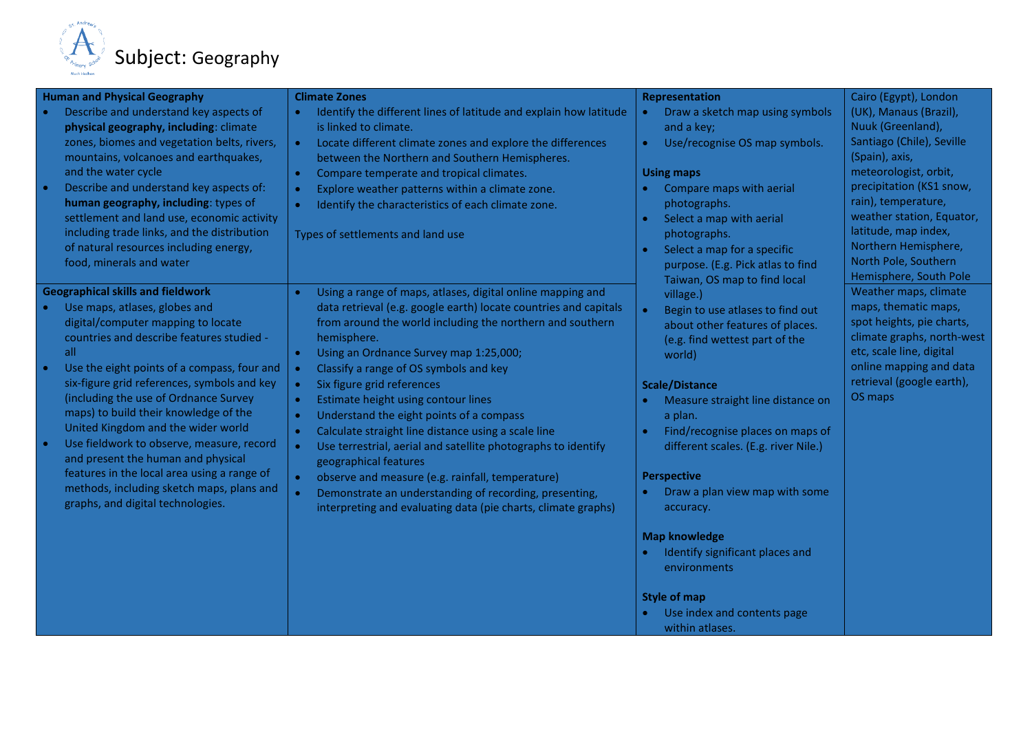# Subject: Geography

| Human and Physical Geography | Climate Zones | Representation | Cairo (Egypt), London (UK), Manaus (Brazil), Nuuk (Greenland), Santiago (Chile), Seville (Spain), axis, meteorologist, orbit, precipitation (KS1 snow, rain), temperature, weather station, Equator, latitude, map index, Northern Hemisphere, North Pole, Southern Hemisphere, South Pole |
|---|---|---|---|
| • Describe and understand key aspects of **physical geography, including**: climate zones, biomes and vegetation belts, rivers, mountains, volcanoes and earthquakes, and the water cycle<br>• Describe and understand key aspects of: **human geography, including**: types of settlement and land use, economic activity including trade links, and the distribution of natural resources including energy, food, minerals and water | • Identify the different lines of latitude and explain how latitude is linked to climate.<br>• Locate different climate zones and explore the differences between the Northern and Southern Hemispheres.<br>• Compare temperate and tropical climates.<br>• Explore weather patterns within a climate zone.<br>• Identify the characteristics of each climate zone.<br><br>Types of settlements and land use | • Draw a sketch map using symbols and a key;<br>• Use/recognise OS map symbols.<br><br>**Using maps**<br>• Compare maps with aerial photographs.<br>• Select a map with aerial photographs.<br>• Select a map for a specific purpose. (E.g. Pick atlas to find Taiwan, OS map to find local village.)<br>• Begin to use atlases to find out about other features of places. (e.g. find wettest part of the world)<br><br>**Scale/Distance**<br>• Measure straight line distance on a plan.<br>• Find/recognise places on maps of different scales. (E.g. river Nile.)<br><br>**Perspective**<br>• Draw a plan view map with some accuracy.<br><br>**Map knowledge**<br>• Identify significant places and environments<br><br>**Style of map**<br>• Use index and contents page within atlases. | |
| **Geographical skills and fieldwork**<br>• Use maps, atlases, globes and digital/computer mapping to locate countries and describe features studied - all<br>• Use the eight points of a compass, four and six-figure grid references, symbols and key (including the use of Ordnance Survey maps) to build their knowledge of the United Kingdom and the wider world<br>• Use fieldwork to observe, measure, record and present the human and physical features in the local area using a range of methods, including sketch maps, plans and graphs, and digital technologies. | • Using a range of maps, atlases, digital online mapping and data retrieval (e.g. google earth) locate countries and capitals from around the world including the northern and southern hemisphere.<br>• Using an Ordnance Survey map 1:25,000;<br>• Classify a range of OS symbols and key<br>• Six figure grid references<br>• Estimate height using contour lines<br>• Understand the eight points of a compass<br>• Calculate straight line distance using a scale line<br>• Use terrestrial, aerial and satellite photographs to identify geographical features<br>• observe and measure (e.g. rainfall, temperature)<br>• Demonstrate an understanding of recording, presenting, interpreting and evaluating data (pie charts, climate graphs) | | Weather maps, climate maps, thematic maps, spot heights, pie charts, climate graphs, north-west etc, scale line, digital online mapping and data retrieval (google earth), OS maps |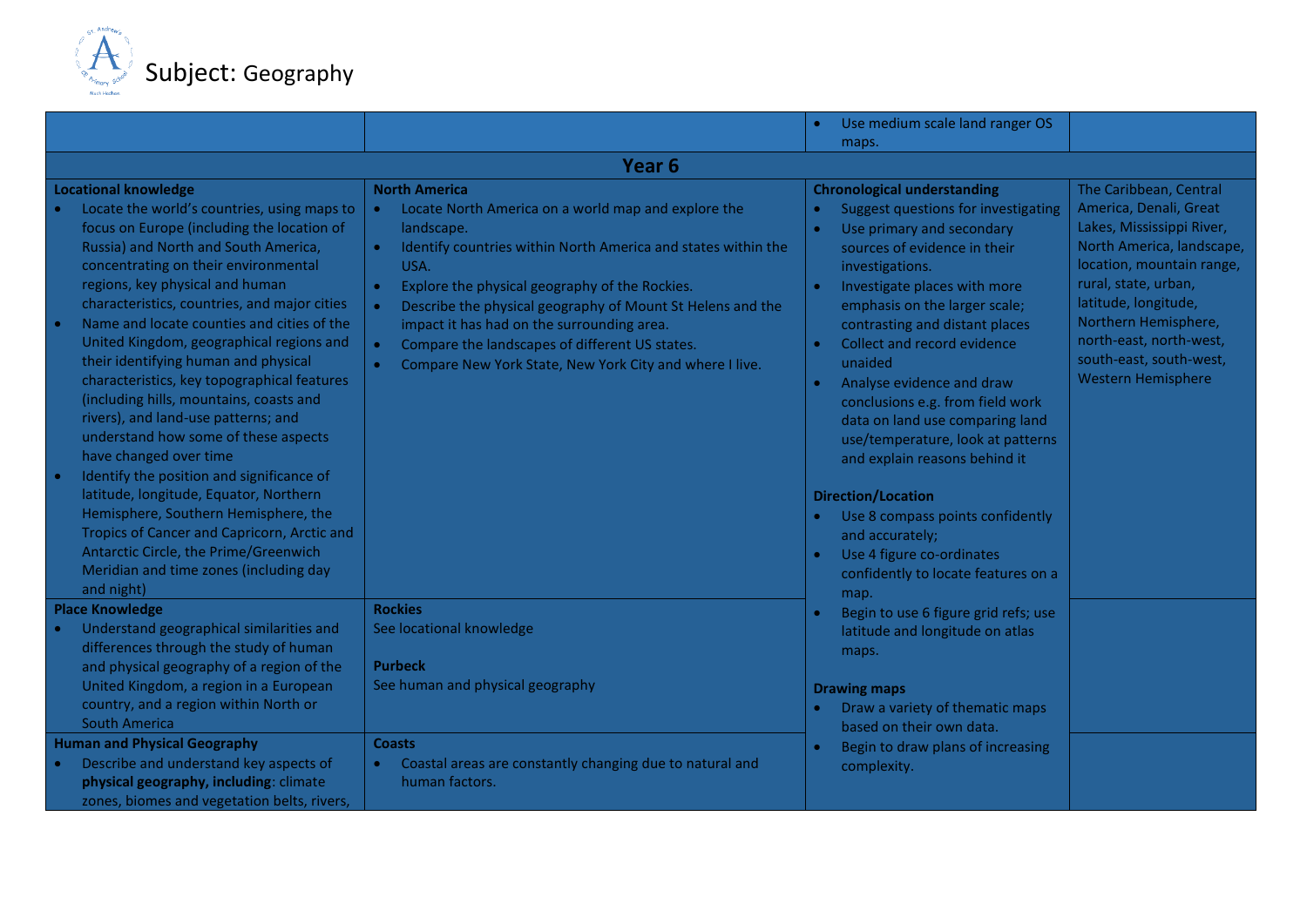# Subject: Geography

| | | | |
|---|---|---|---|
| | | • Use medium scale land ranger OS maps. | |
| **Year 6** | | | |
| **Locational knowledge**<br>• Locate the world's countries, using maps to focus on Europe (including the location of Russia) and North and South America, concentrating on their environmental regions, key physical and human characteristics, countries, and major cities<br>• Name and locate counties and cities of the United Kingdom, geographical regions and their identifying human and physical characteristics, key topographical features (including hills, mountains, coasts and rivers), and land-use patterns; and understand how some of these aspects have changed over time<br>• Identify the position and significance of latitude, longitude, Equator, Northern Hemisphere, Southern Hemisphere, the Tropics of Cancer and Capricorn, Arctic and Antarctic Circle, the Prime/Greenwich Meridian and time zones (including day and night) | **North America**<br>• Locate North America on a world map and explore the landscape.<br>• Identify countries within North America and states within the USA.<br>• Explore the physical geography of the Rockies.<br>• Describe the physical geography of Mount St Helens and the impact it has had on the surrounding area.<br>• Compare the landscapes of different US states.<br>• Compare New York State, New York City and where I live. | **Chronological understanding**<br>• Suggest questions for investigating<br>• Use primary and secondary sources of evidence in their investigations.<br>• Investigate places with more emphasis on the larger scale; contrasting and distant places<br>• Collect and record evidence unaided<br>• Analyse evidence and draw conclusions e.g. from field work data on land use comparing land use/temperature, look at patterns and explain reasons behind it<br><br>**Direction/Location**<br>• Use 8 compass points confidently and accurately;<br>• Use 4 figure co-ordinates confidently to locate features on a map.<br>• Begin to use 6 figure grid refs; use latitude and longitude on atlas maps.<br><br>**Drawing maps**<br>• Draw a variety of thematic maps based on their own data.<br>• Begin to draw plans of increasing complexity. | The Caribbean, Central America, Denali, Great Lakes, Mississippi River, North America, landscape, location, mountain range, rural, state, urban, latitude, longitude, Northern Hemisphere, north-east, north-west, south-east, south-west, Western Hemisphere |
| **Place Knowledge**<br>• Understand geographical similarities and differences through the study of human and physical geography of a region of the United Kingdom, a region in a European country, and a region within North or South America | **Rockies**<br>See locational knowledge<br><br>**Purbeck**<br>See human and physical geography | | |
| **Human and Physical Geography**<br>• Describe and understand key aspects of **physical geography, including**: climate zones, biomes and vegetation belts, rivers, | **Coasts**<br>• Coastal areas are constantly changing due to natural and human factors. | | |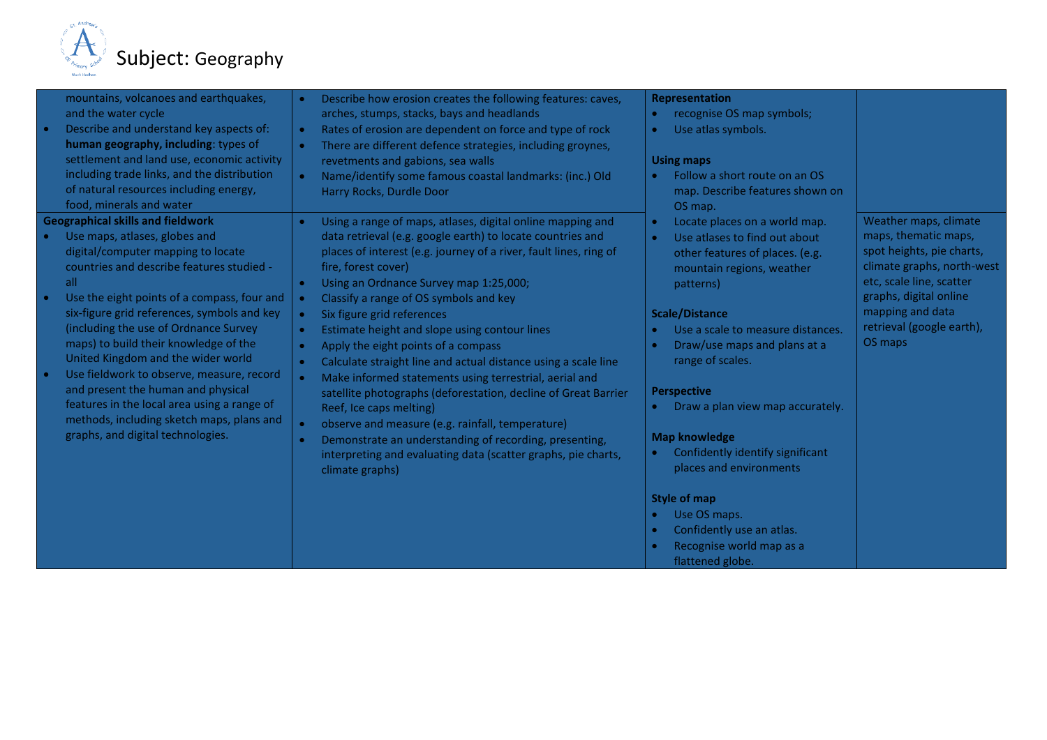# Subject: Geography

| | | | |
|---|---|---|---|
| mountains, volcanoes and earthquakes, and the water cycle<br>• Describe and understand key aspects of: **human geography, including**: types of settlement and land use, economic activity including trade links, and the distribution of natural resources including energy, food, minerals and water | • Describe how erosion creates the following features: caves, arches, stumps, stacks, bays and headlands<br>• Rates of erosion are dependent on force and type of rock<br>• There are different defence strategies, including groynes, revetments and gabions, sea walls<br>• Name/identify some famous coastal landmarks: (inc.) Old Harry Rocks, Durdle Door | **Representation**<br>• recognise OS map symbols;<br>• Use atlas symbols.<br><br>**Using maps**<br>• Follow a short route on an OS map. Describe features shown on OS map.<br>• Locate places on a world map.<br>• Use atlases to find out about other features of places. (e.g. mountain regions, weather patterns)<br><br>**Scale/Distance**<br>• Use a scale to measure distances.<br>• Draw/use maps and plans at a range of scales.<br><br>**Perspective**<br>• Draw a plan view map accurately.<br><br>**Map knowledge**<br>• Confidently identify significant places and environments<br><br>**Style of map**<br>• Use OS maps.<br>• Confidently use an atlas.<br>• Recognise world map as a flattened globe. | |
| **Geographical skills and fieldwork**<br>• Use maps, atlases, globes and digital/computer mapping to locate countries and describe features studied - all<br>• Use the eight points of a compass, four and six-figure grid references, symbols and key (including the use of Ordnance Survey maps) to build their knowledge of the United Kingdom and the wider world<br>• Use fieldwork to observe, measure, record and present the human and physical features in the local area using a range of methods, including sketch maps, plans and graphs, and digital technologies. | • Using a range of maps, atlases, digital online mapping and data retrieval (e.g. google earth) to locate countries and places of interest (e.g. journey of a river, fault lines, ring of fire, forest cover)<br>• Using an Ordnance Survey map 1:25,000;<br>• Classify a range of OS symbols and key<br>• Six figure grid references<br>• Estimate height and slope using contour lines<br>• Apply the eight points of a compass<br>• Calculate straight line and actual distance using a scale line<br>• Make informed statements using terrestrial, aerial and satellite photographs (deforestation, decline of Great Barrier Reef, Ice caps melting)<br>• observe and measure (e.g. rainfall, temperature)<br>• Demonstrate an understanding of recording, presenting, interpreting and evaluating data (scatter graphs, pie charts, climate graphs) | | Weather maps, climate maps, thematic maps, spot heights, pie charts, climate graphs, north-west etc, scale line, scatter graphs, digital online mapping and data retrieval (google earth), OS maps |